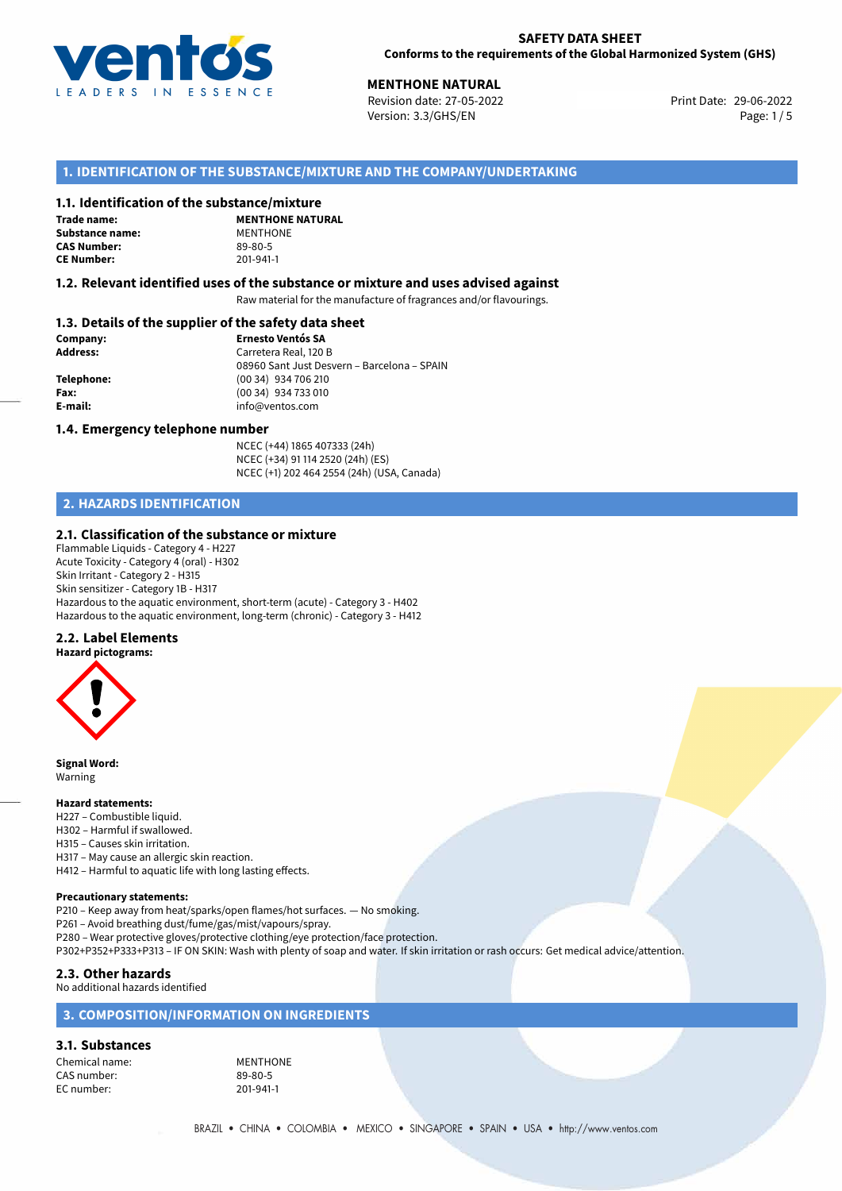**SAFETY DATA SHEET**
**Conforms to the requirements of the Global Harmonized System (GHS)**

**MENTHONE NATURAL**
Revision date: 27-05-2022
Version: 3.3/GHS/EN
Print Date: 29-06-2022

## 1. IDENTIFICATION OF THE SUBSTANCE/MIXTURE AND THE COMPANY/UNDERTAKING

### 1.1. Identification of the substance/mixture

**Trade name:** **MENTHONE NATURAL**
**Substance name:** MENTHONE
**CAS Number:** 89-80-5
**CE Number:** 201-941-1

### 1.2. Relevant identified uses of the substance or mixture and uses advised against

Raw material for the manufacture of fragrances and/or flavourings.

### 1.3. Details of the supplier of the safety data sheet

**Company:** **Ernesto Ventós SA**
**Address:** Carretera Real, 120 B
08960 Sant Just Desvern – Barcelona – SPAIN
**Telephone:** (00 34) 934 706 210
**Fax:** (00 34) 934 733 010
**E-mail:** info@ventos.com

### 1.4. Emergency telephone number

NCEC (+44) 1865 407333 (24h)
NCEC (+34) 91 114 2520 (24h) (ES)
NCEC (+1) 202 464 2554 (24h) (USA, Canada)

## 2. HAZARDS IDENTIFICATION

### 2.1. Classification of the substance or mixture

Flammable Liquids - Category 4 - H227
Acute Toxicity - Category 4 (oral) - H302
Skin Irritant - Category 2 - H315
Skin sensitizer - Category 1B - H317
Hazardous to the aquatic environment, short-term (acute) - Category 3 - H402
Hazardous to the aquatic environment, long-term (chronic) - Category 3 - H412

### 2.2. Label Elements

**Hazard pictograms:**

**Signal Word:**
Warning

**Hazard statements:**
H227 – Combustible liquid.
H302 – Harmful if swallowed.
H315 – Causes skin irritation.
H317 – May cause an allergic skin reaction.
H412 – Harmful to aquatic life with long lasting effects.

**Precautionary statements:**
P210 – Keep away from heat/sparks/open flames/hot surfaces. — No smoking.
P261 – Avoid breathing dust/fume/gas/mist/vapours/spray.
P280 – Wear protective gloves/protective clothing/eye protection/face protection.
P302+P352+P333+P313 – IF ON SKIN: Wash with plenty of soap and water. If skin irritation or rash occurs: Get medical advice/attention.

### 2.3. Other hazards

No additional hazards identified

## 3. COMPOSITION/INFORMATION ON INGREDIENTS

### 3.1. Substances

Chemical name: MENTHONE
CAS number: 89-80-5
EC number: 201-941-1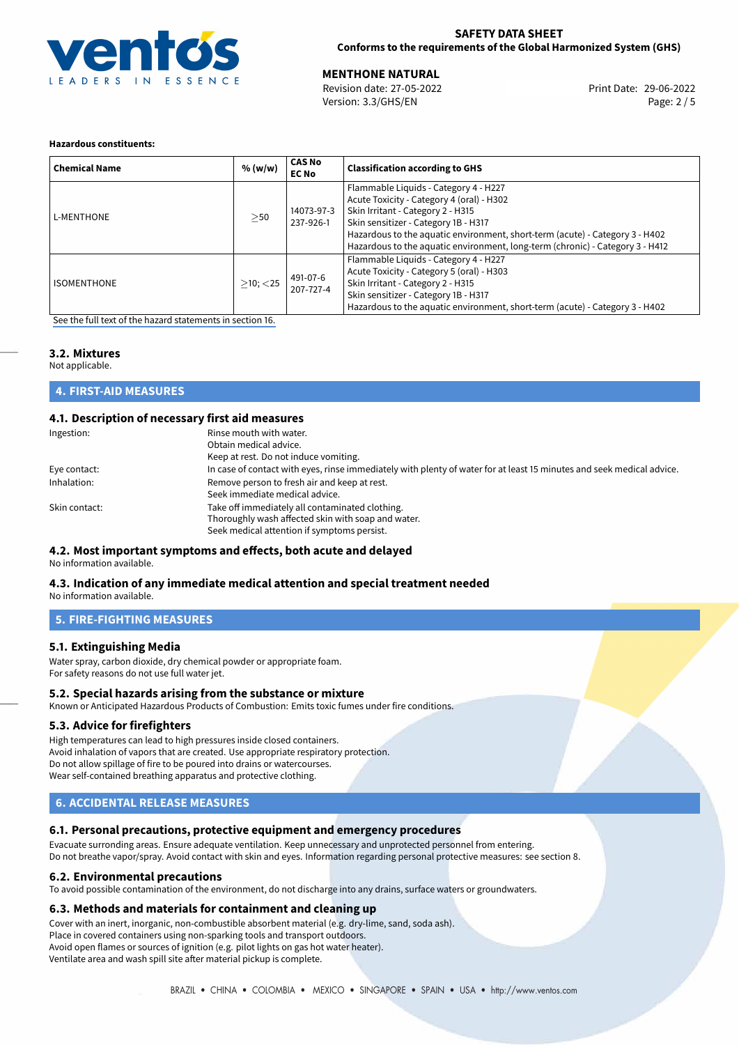**Hazardous constituents:**

| Chemical Name | % (w/w) | CAS No EC No | Classification according to GHS |
|---|---|---|---|
| L-MENTHONE | ≥50 | 14073-97-3 237-926-1 | Flammable Liquids - Category 4 - H227<br>Acute Toxicity - Category 4 (oral) - H302<br>Skin Irritant - Category 2 - H315<br>Skin sensitizer - Category 1B - H317<br>Hazardous to the aquatic environment, short-term (acute) - Category 3 - H402<br>Hazardous to the aquatic environment, long-term (chronic) - Category 3 - H412 |
| ISOMENTHONE | ≥10; <25 | 491-07-6 207-727-4 | Flammable Liquids - Category 4 - H227<br>Acute Toxicity - Category 5 (oral) - H303<br>Skin Irritant - Category 2 - H315<br>Skin sensitizer - Category 1B - H317<br>Hazardous to the aquatic environment, short-term (acute) - Category 3 - H402 |

See the full text of the hazard statements in section 16.

### 3.2. Mixtures

Not applicable.

## 4. FIRST-AID MEASURES

### 4.1. Description of necessary first aid measures

Ingestion:
Rinse mouth with water.
Obtain medical advice.
Keep at rest. Do not induce vomiting.

Eye contact:
In case of contact with eyes, rinse immediately with plenty of water for at least 15 minutes and seek medical advice.

Inhalation:
Remove person to fresh air and keep at rest.
Seek immediate medical advice.

Skin contact:
Take off immediately all contaminated clothing.
Thoroughly wash affected skin with soap and water.
Seek medical attention if symptoms persist.

### 4.2. Most important symptoms and effects, both acute and delayed

No information available.

### 4.3. Indication of any immediate medical attention and special treatment needed

No information available.

## 5. FIRE-FIGHTING MEASURES

### 5.1. Extinguishing Media

Water spray, carbon dioxide, dry chemical powder or appropriate foam.
For safety reasons do not use full water jet.

### 5.2. Special hazards arising from the substance or mixture

Known or Anticipated Hazardous Products of Combustion: Emits toxic fumes under fire conditions.

### 5.3. Advice for firefighters

High temperatures can lead to high pressures inside closed containers.
Avoid inhalation of vapors that are created. Use appropriate respiratory protection.
Do not allow spillage of fire to be poured into drains or watercourses.
Wear self-contained breathing apparatus and protective clothing.

## 6. ACCIDENTAL RELEASE MEASURES

### 6.1. Personal precautions, protective equipment and emergency procedures

Evacuate surronding areas. Ensure adequate ventilation. Keep unnecessary and unprotected personnel from entering.
Do not breathe vapor/spray. Avoid contact with skin and eyes. Information regarding personal protective measures: see section 8.

### 6.2. Environmental precautions

To avoid possible contamination of the environment, do not discharge into any drains, surface waters or groundwaters.

### 6.3. Methods and materials for containment and cleaning up

Cover with an inert, inorganic, non-combustible absorbent material (e.g. dry-lime, sand, soda ash).
Place in covered containers using non-sparking tools and transport outdoors.
Avoid open flames or sources of ignition (e.g. pilot lights on gas hot water heater).
Ventilate area and wash spill site after material pickup is complete.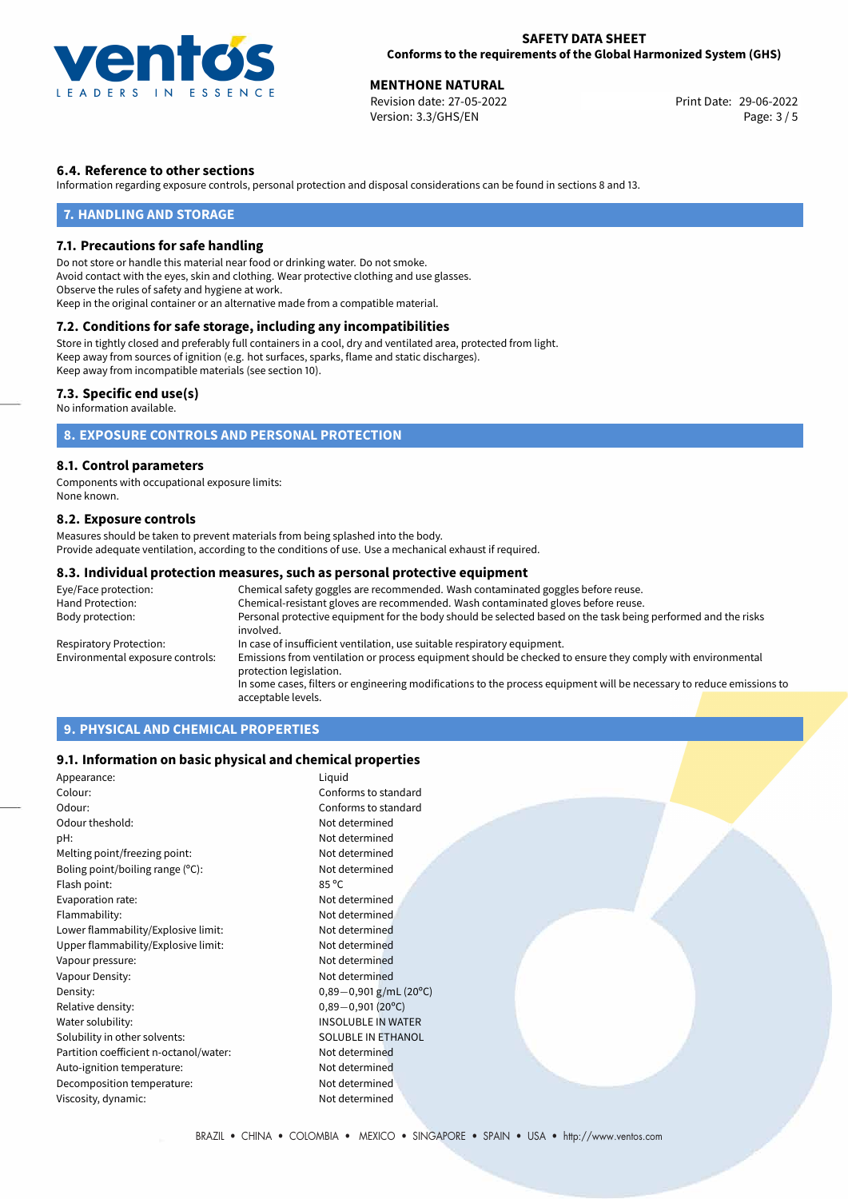### 6.4. Reference to other sections

Information regarding exposure controls, personal protection and disposal considerations can be found in sections 8 and 13.

## 7. HANDLING AND STORAGE

### 7.1. Precautions for safe handling

Do not store or handle this material near food or drinking water. Do not smoke.
Avoid contact with the eyes, skin and clothing. Wear protective clothing and use glasses.
Observe the rules of safety and hygiene at work.
Keep in the original container or an alternative made from a compatible material.

### 7.2. Conditions for safe storage, including any incompatibilities

Store in tightly closed and preferably full containers in a cool, dry and ventilated area, protected from light.
Keep away from sources of ignition (e.g. hot surfaces, sparks, flame and static discharges).
Keep away from incompatible materials (see section 10).

### 7.3. Specific end use(s)

No information available.

## 8. EXPOSURE CONTROLS AND PERSONAL PROTECTION

### 8.1. Control parameters

Components with occupational exposure limits:
None known.

### 8.2. Exposure controls

Measures should be taken to prevent materials from being splashed into the body.
Provide adequate ventilation, according to the conditions of use. Use a mechanical exhaust if required.

### 8.3. Individual protection measures, such as personal protective equipment

| | |
|---|---|
| Eye/Face protection: | Chemical safety goggles are recommended. Wash contaminated goggles before reuse. |
| Hand Protection: | Chemical-resistant gloves are recommended. Wash contaminated gloves before reuse. |
| Body protection: | Personal protective equipment for the body should be selected based on the task being performed and the risks involved. |
| Respiratory Protection: | In case of insufficient ventilation, use suitable respiratory equipment. |
| Environmental exposure controls: | Emissions from ventilation or process equipment should be checked to ensure they comply with environmental protection legislation. In some cases, filters or engineering modifications to the process equipment will be necessary to reduce emissions to acceptable levels. |

## 9. PHYSICAL AND CHEMICAL PROPERTIES

### 9.1. Information on basic physical and chemical properties

| | |
|---|---|
| Appearance: | Liquid |
| Colour: | Conforms to standard |
| Odour: | Conforms to standard |
| Odour theshold: | Not determined |
| pH: | Not determined |
| Melting point/freezing point: | Not determined |
| Boling point/boiling range (°C): | Not determined |
| Flash point: | 85 °C |
| Evaporation rate: | Not determined |
| Flammability: | Not determined |
| Lower flammability/Explosive limit: | Not determined |
| Upper flammability/Explosive limit: | Not determined |
| Vapour pressure: | Not determined |
| Vapour Density: | Not determined |
| Density: | 0,89−0,901 g/mL (20°C) |
| Relative density: | 0,89−0,901 (20°C) |
| Water solubility: | INSOLUBLE IN WATER |
| Solubility in other solvents: | SOLUBLE IN ETHANOL |
| Partition coefficient n-octanol/water: | Not determined |
| Auto-ignition temperature: | Not determined |
| Decomposition temperature: | Not determined |
| Viscosity, dynamic: | Not determined |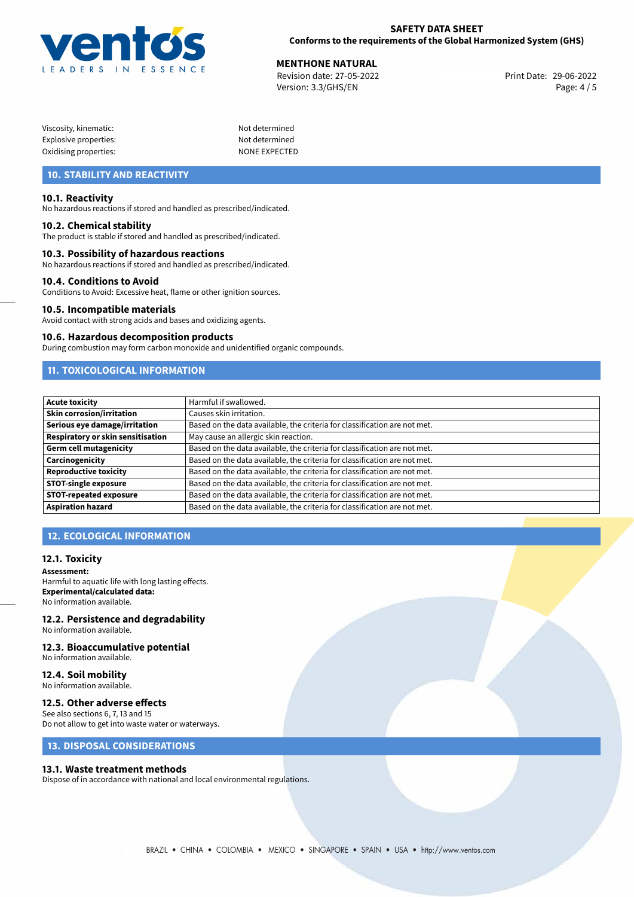| | |
|---|---|
| Viscosity, kinematic: | Not determined |
| Explosive properties: | Not determined |
| Oxidising properties: | NONE EXPECTED |

## 10. STABILITY AND REACTIVITY

### 10.1. Reactivity
No hazardous reactions if stored and handled as prescribed/indicated.

### 10.2. Chemical stability
The product is stable if stored and handled as prescribed/indicated.

### 10.3. Possibility of hazardous reactions
No hazardous reactions if stored and handled as prescribed/indicated.

### 10.4. Conditions to Avoid
Conditions to Avoid: Excessive heat, flame or other ignition sources.

### 10.5. Incompatible materials
Avoid contact with strong acids and bases and oxidizing agents.

### 10.6. Hazardous decomposition products
During combustion may form carbon monoxide and unidentified organic compounds.

## 11. TOXICOLOGICAL INFORMATION

| | |
|---|---|
| **Acute toxicity** | Harmful if swallowed. |
| **Skin corrosion/irritation** | Causes skin irritation. |
| **Serious eye damage/irritation** | Based on the data available, the criteria for classification are not met. |
| **Respiratory or skin sensitisation** | May cause an allergic skin reaction. |
| **Germ cell mutagenicity** | Based on the data available, the criteria for classification are not met. |
| **Carcinogenicity** | Based on the data available, the criteria for classification are not met. |
| **Reproductive toxicity** | Based on the data available, the criteria for classification are not met. |
| **STOT-single exposure** | Based on the data available, the criteria for classification are not met. |
| **STOT-repeated exposure** | Based on the data available, the criteria for classification are not met. |
| **Aspiration hazard** | Based on the data available, the criteria for classification are not met. |

## 12. ECOLOGICAL INFORMATION

### 12.1. Toxicity
**Assessment:**
Harmful to aquatic life with long lasting effects.
**Experimental/calculated data:**
No information available.

### 12.2. Persistence and degradability
No information available.

### 12.3. Bioaccumulative potential
No information available.

### 12.4. Soil mobility
No information available.

### 12.5. Other adverse effects
See also sections 6, 7, 13 and 15
Do not allow to get into waste water or waterways.

## 13. DISPOSAL CONSIDERATIONS

### 13.1. Waste treatment methods
Dispose of in accordance with national and local environmental regulations.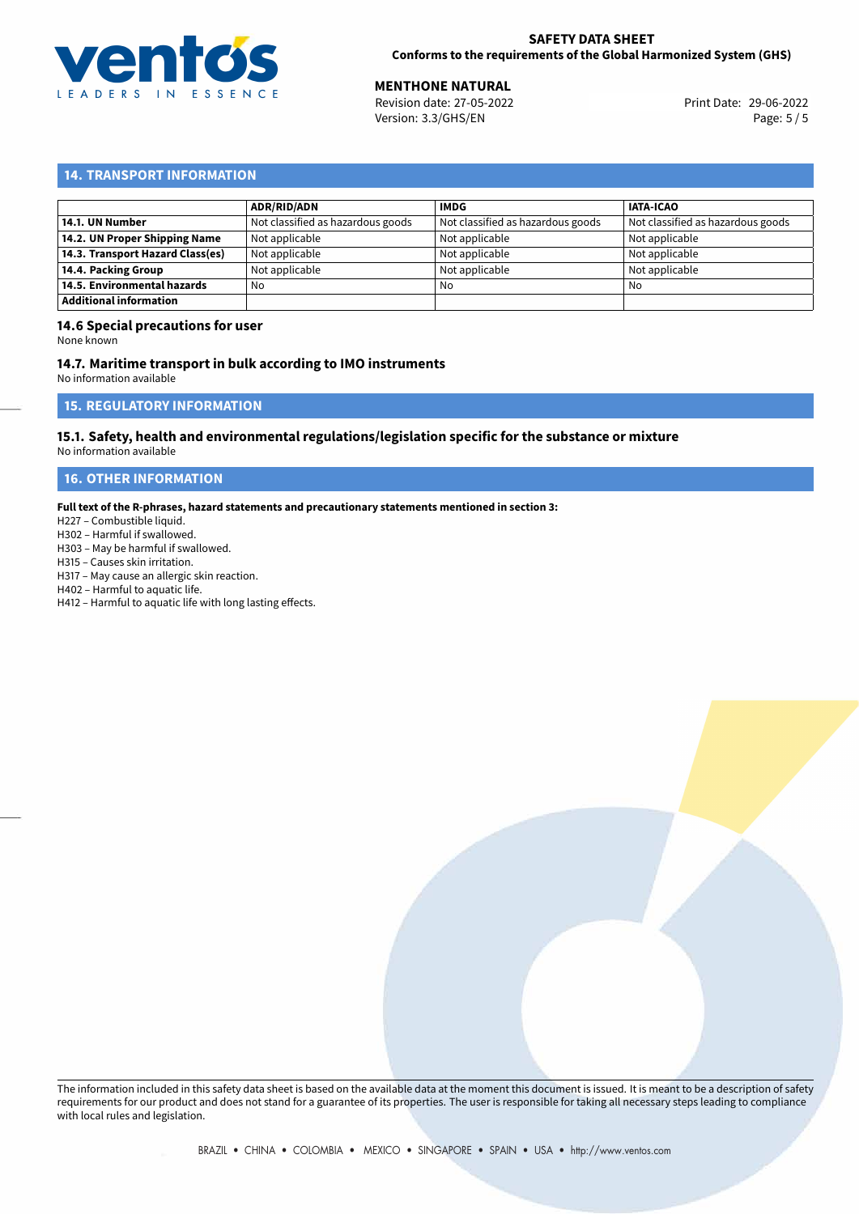## 14. TRANSPORT INFORMATION

| | ADR/RID/ADN | IMDG | IATA-ICAO |
|---|---|---|---|
| **14.1. UN Number** | Not classified as hazardous goods | Not classified as hazardous goods | Not classified as hazardous goods |
| **14.2. UN Proper Shipping Name** | Not applicable | Not applicable | Not applicable |
| **14.3. Transport Hazard Class(es)** | Not applicable | Not applicable | Not applicable |
| **14.4. Packing Group** | Not applicable | Not applicable | Not applicable |
| **14.5. Environmental hazards** | No | No | No |
| **Additional information** | | | |

### 14.6 Special precautions for user

None known

### 14.7. Maritime transport in bulk according to IMO instruments

No information available

## 15. REGULATORY INFORMATION

### 15.1. Safety, health and environmental regulations/legislation specific for the substance or mixture

No information available

## 16. OTHER INFORMATION

**Full text of the R-phrases, hazard statements and precautionary statements mentioned in section 3:**

H227 – Combustible liquid.
H302 – Harmful if swallowed.
H303 – May be harmful if swallowed.
H315 – Causes skin irritation.
H317 – May cause an allergic skin reaction.
H402 – Harmful to aquatic life.
H412 – Harmful to aquatic life with long lasting effects.

The information included in this safety data sheet is based on the available data at the moment this document is issued. It is meant to be a description of safety requirements for our product and does not stand for a guarantee of its properties. The user is responsible for taking all necessary steps leading to compliance with local rules and legislation.